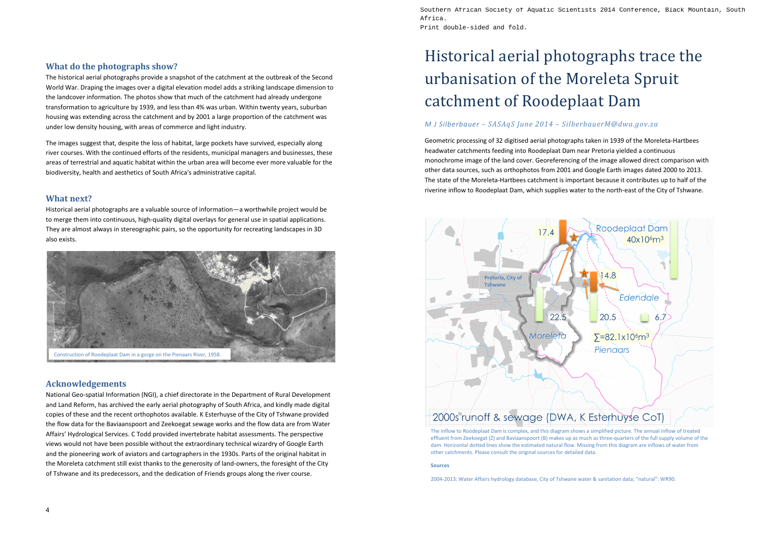## What do the photographs show?

The historical aerial photographs provide a snapshot of the catchment at the outbreak of the Second World War. Draping the images over a digital elevation model adds a striking landscape dimension to the landcover information. The photos show that much of the catchment had already undergone transformation to agriculture by 1939, and less than 4% was urban. Within twenty years, suburban housing was extending across the catchment and by 2001 a large proportion of the catchment was under low density housing, with areas of commerce and light industry.

The images suggest that, despite the loss of habitat, large pockets have survived, especially along river courses. With the continued efforts of the residents, municipal managers and businesses, these areas of terrestrial and aquatic habitat within the urban area will become ever more valuable for the biodiversity, health and aesthetics of South Africa's administrative capital.

## What next?

Historical aerial photographs are a valuable source of information—a worthwhile project would be to merge them into continuous, high-quality digital overlays for general use in spatial applications. They are almost always in stereographic pairs, so the opportunity for recreating landscapes in 3D also exists.

Construction of Roodeplaat Dam in a gorge on the Pienaars River, 1958.

## Acknowledgements

National Geo-spatial Information (NGI), a chief directorate in the Department of Rural Development and Land Reform, has archived the early aerial photography of South Africa, and kindly made digital copies of these and the recent orthophotos available. K Esterhuyse of the City of Tshwane provided the flow data for the Baviaanspoort and Zeekoegat sewage works and the flow data are from Water Affairs' Hydrological Services. C Todd provided invertebrate habitat assessments. The perspective views would not have been possible without the extraordinary technical wizardry of Google Earth and the pioneering work of aviators and cartographers in the 1930s. Parts of the original habitat in the Moreleta catchment still exist thanks to the generosity of land-owners, the foresight of the City of Tshwane and its predecessors, and the dedication of Friends groups along the river course.

Southern African Society of Aquatic Scientists 2014 Conference, Black Mountain, South Africa.
Print double-sided and fold.

# Historical aerial photographs trace the urbanisation of the Moreleta Spruit catchment of Roodeplaat Dam

*M J Silberbauer – SASAqS June 2014 – SilberbauerM@dwa.gov.za*

Geometric processing of 32 digitised aerial photographs taken in 1939 of the Moreleta-Hartbees headwater catchments feeding into Roodeplaat Dam near Pretoria yielded a continuous monochrome image of the land cover. Georeferencing of the image allowed direct comparison with other data sources, such as orthophotos from 2001 and Google Earth images dated 2000 to 2013. The state of the Moreleta-Hartbees catchment is important because it contributes up to half of the riverine inflow to Roodeplaat Dam, which supplies water to the north-east of the City of Tshwane.

Roodeplaat Dam $40 \times 10^6 m^3$; 17.4; 14.8; Edendale; Pretoria, City of Tshwane; 22.5; 20.5; 6.7; Moreleta; $\sum = 82.1 \times 10^6 m^3$; Pienaars

2000s runoff & sewage (DWA, K Esterhuyse CoT)

The inflow to Roodeplaat Dam is complex, and this diagram shows a simplified picture. The annual inflow of treated effluent from Zeekoegat (Z) and Baviaanspoort (B) makes up as much as three-quarters of the full supply volume of the dam. Horizontal dotted lines show the estimated natural flow. Missing from this diagram are inflows of water from other catchments. Please consult the original sources for detailed data.

**Sources**

2004-2013: Water Affairs hydrology database, City of Tshwane water & sanitation data; "natural": WR90.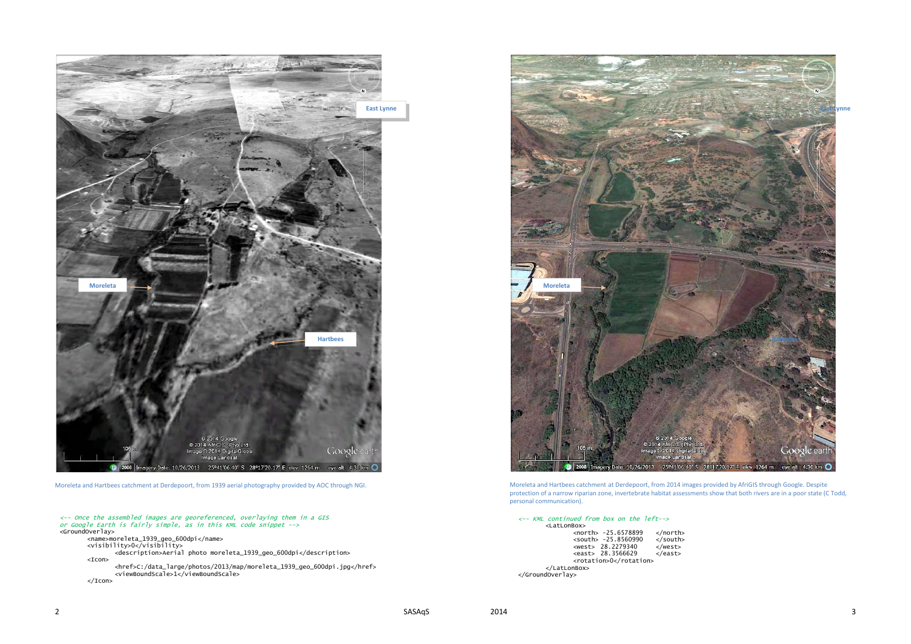Moreleta and Hartbees catchment at Derdepoort, from 1939 aerial photography provided by AOC through NGI.

```
<-- Once the assembled images are georeferenced, overlaying them in a GIS
or Google Earth is fairly simple, as in this KML code snippet -->
<GroundOverlay>
        <name>moreleta_1939_geo_600dpi</name>
        <visibility>0</visibility>
                <description>Aerial photo moreleta_1939_geo_600dpi</description>
        <Icon>
                <href>C:/data_large/photos/2013/map/moreleta_1939_geo_600dpi.jpg</href>
                <viewBoundScale>1</viewBoundScale>
        </Icon>
```

Moreleta and Hartbees catchment at Derdepoort, from 2014 images provided by AfriGIS through Google. Despite protection of a narrow riparian zone, invertebrate habitat assessments show that both rivers are in a poor state (C Todd, personal communication).

```
<-- KML continued from box on the left-->
        <LatLonBox>
                <north> -25.6578899    </north>
                <south> -25.8560990    </south>
                <west>  28.2279340     </west>
                <east>  28.3566629     </east>
                <rotation>0</rotation>
        </LatLonBox>
</GroundOverlay>
```